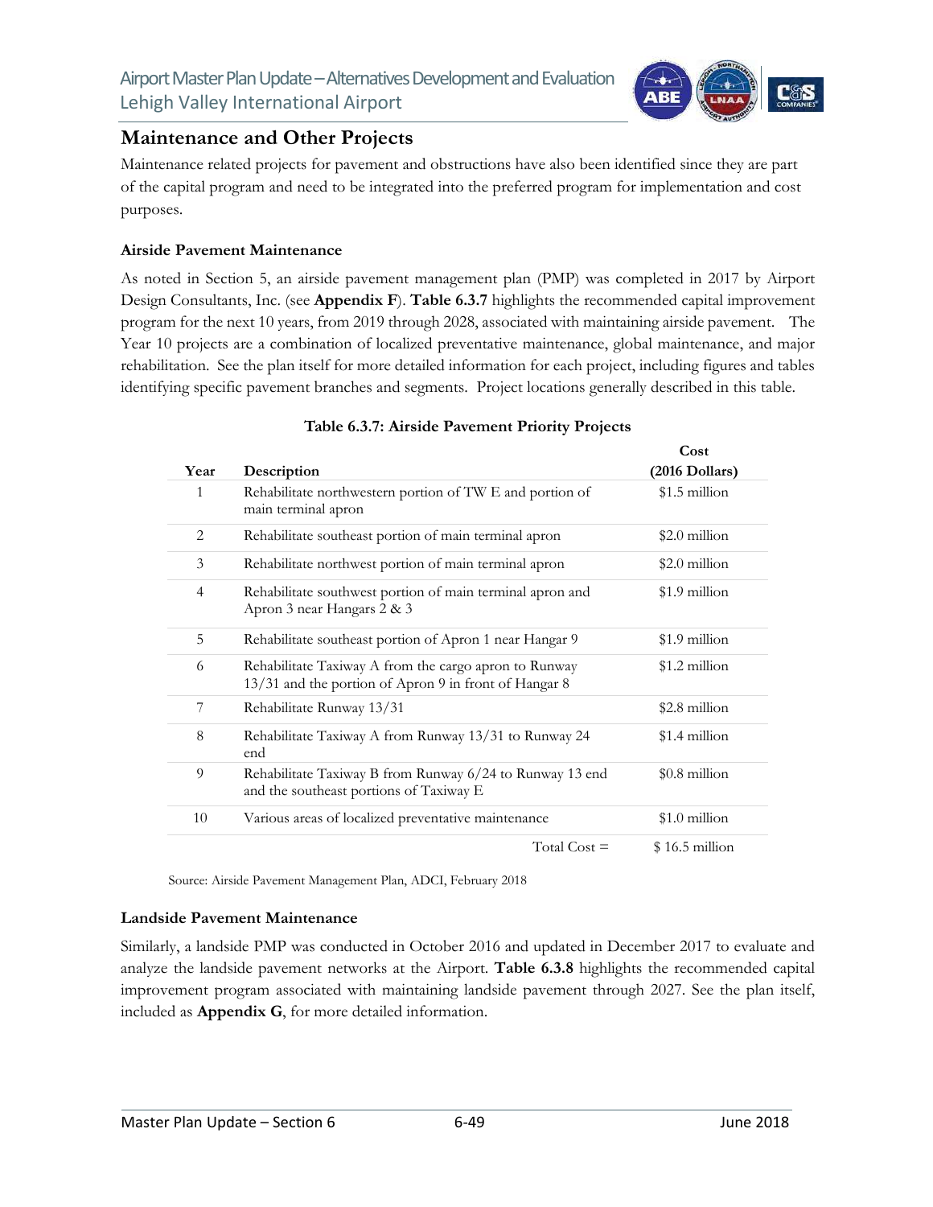## Maintenance and Other Projects

Maintenance related projects for pavement and obstructions have also been identified since they are part of the capital program and need to be integrated into the preferred program for implementation and cost purposes.

### Airside Pavement Maintenance

As noted in Section 5, an airside pavement management plan (PMP) was completed in 2017 by Airport Design Consultants, Inc. (see **Appendix F**). **Table 6.3.7** highlights the recommended capital improvement program for the next 10 years, from 2019 through 2028, associated with maintaining airside pavement. The Year 10 projects are a combination of localized preventative maintenance, global maintenance, and major rehabilitation. See the plan itself for more detailed information for each project, including figures and tables identifying specific pavement branches and segments. Project locations generally described in this table.

**Table 6.3.7: Airside Pavement Priority Projects**

| Year | Description | Cost (2016 Dollars) |
|---|---|---|
| 1 | Rehabilitate northwestern portion of TW E and portion of main terminal apron | $1.5 million |
| 2 | Rehabilitate southeast portion of main terminal apron | $2.0 million |
| 3 | Rehabilitate northwest portion of main terminal apron | $2.0 million |
| 4 | Rehabilitate southwest portion of main terminal apron and Apron 3 near Hangars 2 & 3 | $1.9 million |
| 5 | Rehabilitate southeast portion of Apron 1 near Hangar 9 | $1.9 million |
| 6 | Rehabilitate Taxiway A from the cargo apron to Runway 13/31 and the portion of Apron 9 in front of Hangar 8 | $1.2 million |
| 7 | Rehabilitate Runway 13/31 | $2.8 million |
| 8 | Rehabilitate Taxiway A from Runway 13/31 to Runway 24 end | $1.4 million |
| 9 | Rehabilitate Taxiway B from Runway 6/24 to Runway 13 end and the southeast portions of Taxiway E | $0.8 million |
| 10 | Various areas of localized preventative maintenance | $1.0 million |
| | Total Cost = | $ 16.5 million |

Source: Airside Pavement Management Plan, ADCI, February 2018

### Landside Pavement Maintenance

Similarly, a landside PMP was conducted in October 2016 and updated in December 2017 to evaluate and analyze the landside pavement networks at the Airport. **Table 6.3.8** highlights the recommended capital improvement program associated with maintaining landside pavement through 2027. See the plan itself, included as **Appendix G**, for more detailed information.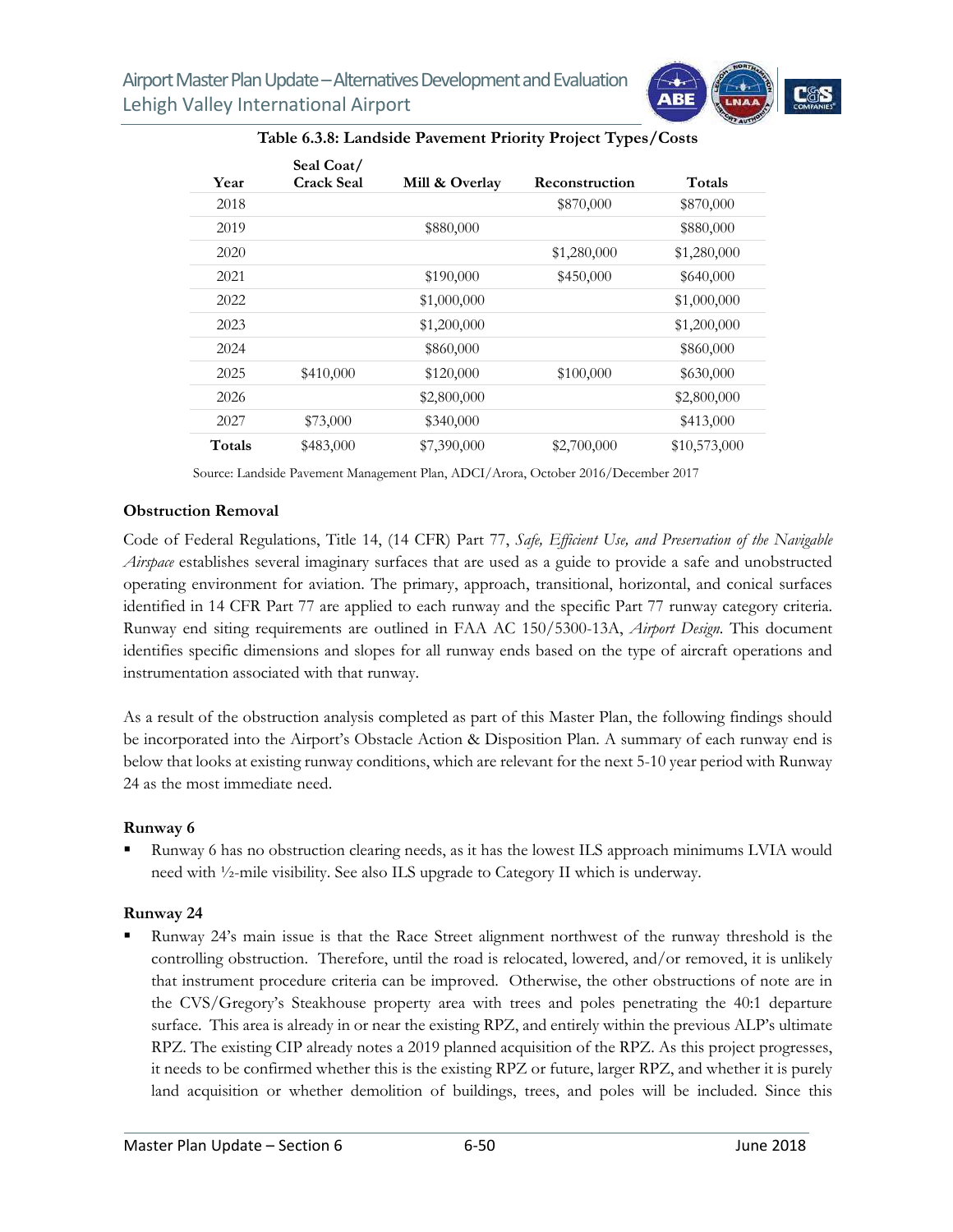**Table 6.3.8: Landside Pavement Priority Project Types/Costs**

| Year | Seal Coat/ Crack Seal | Mill & Overlay | Reconstruction | Totals |
|---|---|---|---|---|
| 2018 | | | $870,000 | $870,000 |
| 2019 | | $880,000 | | $880,000 |
| 2020 | | | $1,280,000 | $1,280,000 |
| 2021 | | $190,000 | $450,000 | $640,000 |
| 2022 | | $1,000,000 | | $1,000,000 |
| 2023 | | $1,200,000 | | $1,200,000 |
| 2024 | | $860,000 | | $860,000 |
| 2025 | $410,000 | $120,000 | $100,000 | $630,000 |
| 2026 | | $2,800,000 | | $2,800,000 |
| 2027 | $73,000 | $340,000 | | $413,000 |
| **Totals** | $483,000 | $7,390,000 | $2,700,000 | $10,573,000 |

Source: Landside Pavement Management Plan, ADCI/Arora, October 2016/December 2017

**Obstruction Removal**

Code of Federal Regulations, Title 14, (14 CFR) Part 77, *Safe, Efficient Use, and Preservation of the Navigable Airspace* establishes several imaginary surfaces that are used as a guide to provide a safe and unobstructed operating environment for aviation. The primary, approach, transitional, horizontal, and conical surfaces identified in 14 CFR Part 77 are applied to each runway and the specific Part 77 runway category criteria. Runway end siting requirements are outlined in FAA AC 150/5300-13A, *Airport Design*. This document identifies specific dimensions and slopes for all runway ends based on the type of aircraft operations and instrumentation associated with that runway.

As a result of the obstruction analysis completed as part of this Master Plan, the following findings should be incorporated into the Airport's Obstacle Action & Disposition Plan. A summary of each runway end is below that looks at existing runway conditions, which are relevant for the next 5-10 year period with Runway 24 as the most immediate need.

**Runway 6**

- Runway 6 has no obstruction clearing needs, as it has the lowest ILS approach minimums LVIA would need with ½-mile visibility. See also ILS upgrade to Category II which is underway.

**Runway 24**

- Runway 24's main issue is that the Race Street alignment northwest of the runway threshold is the controlling obstruction. Therefore, until the road is relocated, lowered, and/or removed, it is unlikely that instrument procedure criteria can be improved. Otherwise, the other obstructions of note are in the CVS/Gregory's Steakhouse property area with trees and poles penetrating the 40:1 departure surface. This area is already in or near the existing RPZ, and entirely within the previous ALP's ultimate RPZ. The existing CIP already notes a 2019 planned acquisition of the RPZ. As this project progresses, it needs to be confirmed whether this is the existing RPZ or future, larger RPZ, and whether it is purely land acquisition or whether demolition of buildings, trees, and poles will be included. Since this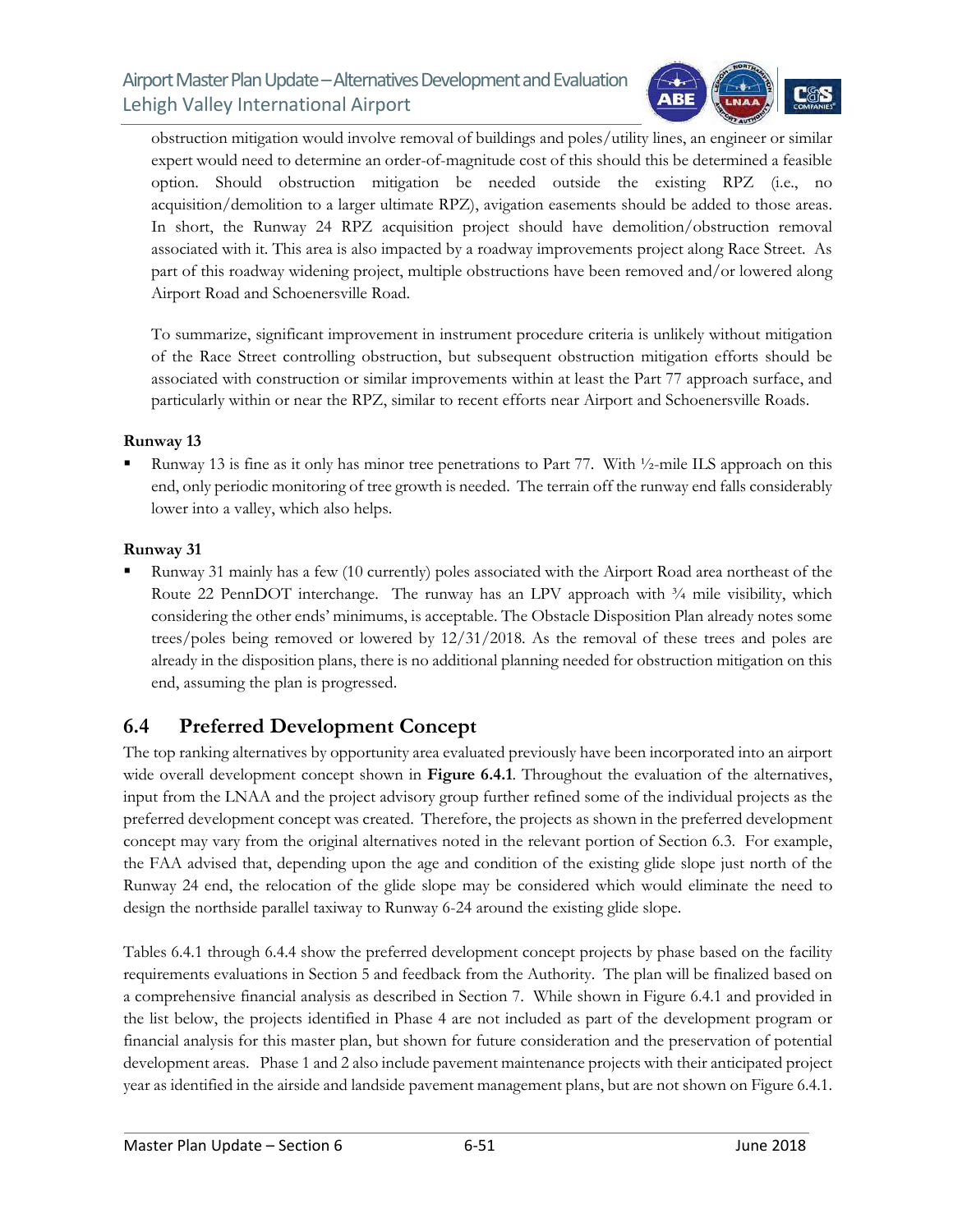obstruction mitigation would involve removal of buildings and poles/utility lines, an engineer or similar expert would need to determine an order-of-magnitude cost of this should this be determined a feasible option. Should obstruction mitigation be needed outside the existing RPZ (i.e., no acquisition/demolition to a larger ultimate RPZ), avigation easements should be added to those areas. In short, the Runway 24 RPZ acquisition project should have demolition/obstruction removal associated with it. This area is also impacted by a roadway improvements project along Race Street. As part of this roadway widening project, multiple obstructions have been removed and/or lowered along Airport Road and Schoenersville Road.

To summarize, significant improvement in instrument procedure criteria is unlikely without mitigation of the Race Street controlling obstruction, but subsequent obstruction mitigation efforts should be associated with construction or similar improvements within at least the Part 77 approach surface, and particularly within or near the RPZ, similar to recent efforts near Airport and Schoenersville Roads.

**Runway 13**

- Runway 13 is fine as it only has minor tree penetrations to Part 77. With ½-mile ILS approach on this end, only periodic monitoring of tree growth is needed. The terrain off the runway end falls considerably lower into a valley, which also helps.

**Runway 31**

- Runway 31 mainly has a few (10 currently) poles associated with the Airport Road area northeast of the Route 22 PennDOT interchange. The runway has an LPV approach with ¾ mile visibility, which considering the other ends' minimums, is acceptable. The Obstacle Disposition Plan already notes some trees/poles being removed or lowered by 12/31/2018. As the removal of these trees and poles are already in the disposition plans, there is no additional planning needed for obstruction mitigation on this end, assuming the plan is progressed.

## 6.4 Preferred Development Concept

The top ranking alternatives by opportunity area evaluated previously have been incorporated into an airport wide overall development concept shown in **Figure 6.4.1**. Throughout the evaluation of the alternatives, input from the LNAA and the project advisory group further refined some of the individual projects as the preferred development concept was created. Therefore, the projects as shown in the preferred development concept may vary from the original alternatives noted in the relevant portion of Section 6.3. For example, the FAA advised that, depending upon the age and condition of the existing glide slope just north of the Runway 24 end, the relocation of the glide slope may be considered which would eliminate the need to design the northside parallel taxiway to Runway 6-24 around the existing glide slope.

Tables 6.4.1 through 6.4.4 show the preferred development concept projects by phase based on the facility requirements evaluations in Section 5 and feedback from the Authority. The plan will be finalized based on a comprehensive financial analysis as described in Section 7. While shown in Figure 6.4.1 and provided in the list below, the projects identified in Phase 4 are not included as part of the development program or financial analysis for this master plan, but shown for future consideration and the preservation of potential development areas. Phase 1 and 2 also include pavement maintenance projects with their anticipated project year as identified in the airside and landside pavement management plans, but are not shown on Figure 6.4.1.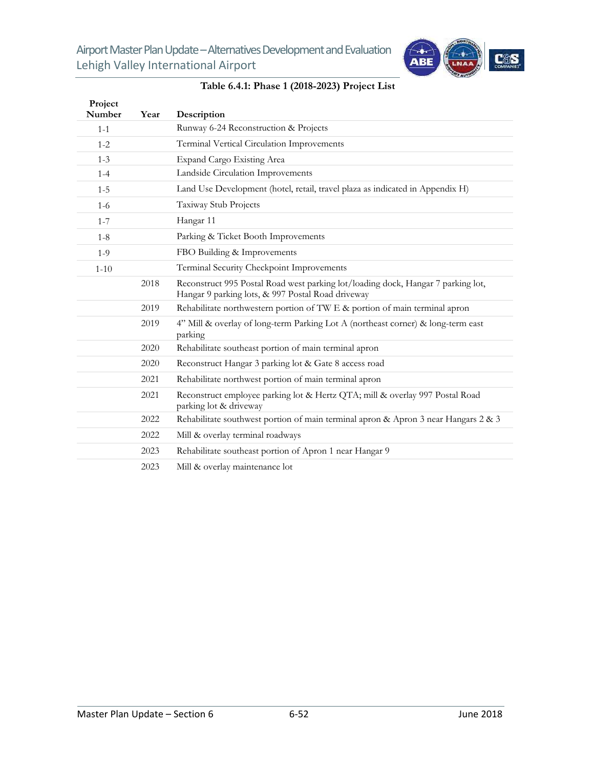**Table 6.4.1: Phase 1 (2018-2023) Project List**

| Project Number | Year | Description |
|---|---|---|
| 1-1 | | Runway 6-24 Reconstruction & Projects |
| 1-2 | | Terminal Vertical Circulation Improvements |
| 1-3 | | Expand Cargo Existing Area |
| 1-4 | | Landside Circulation Improvements |
| 1-5 | | Land Use Development (hotel, retail, travel plaza as indicated in Appendix H) |
| 1-6 | | Taxiway Stub Projects |
| 1-7 | | Hangar 11 |
| 1-8 | | Parking & Ticket Booth Improvements |
| 1-9 | | FBO Building & Improvements |
| 1-10 | | Terminal Security Checkpoint Improvements |
| | 2018 | Reconstruct 995 Postal Road west parking lot/loading dock, Hangar 7 parking lot, Hangar 9 parking lots, & 997 Postal Road driveway |
| | 2019 | Rehabilitate northwestern portion of TW E & portion of main terminal apron |
| | 2019 | 4" Mill & overlay of long-term Parking Lot A (northeast corner) & long-term east parking |
| | 2020 | Rehabilitate southeast portion of main terminal apron |
| | 2020 | Reconstruct Hangar 3 parking lot & Gate 8 access road |
| | 2021 | Rehabilitate northwest portion of main terminal apron |
| | 2021 | Reconstruct employee parking lot & Hertz QTA; mill & overlay 997 Postal Road parking lot & driveway |
| | 2022 | Rehabilitate southwest portion of main terminal apron & Apron 3 near Hangars 2 & 3 |
| | 2022 | Mill & overlay terminal roadways |
| | 2023 | Rehabilitate southeast portion of Apron 1 near Hangar 9 |
| | 2023 | Mill & overlay maintenance lot |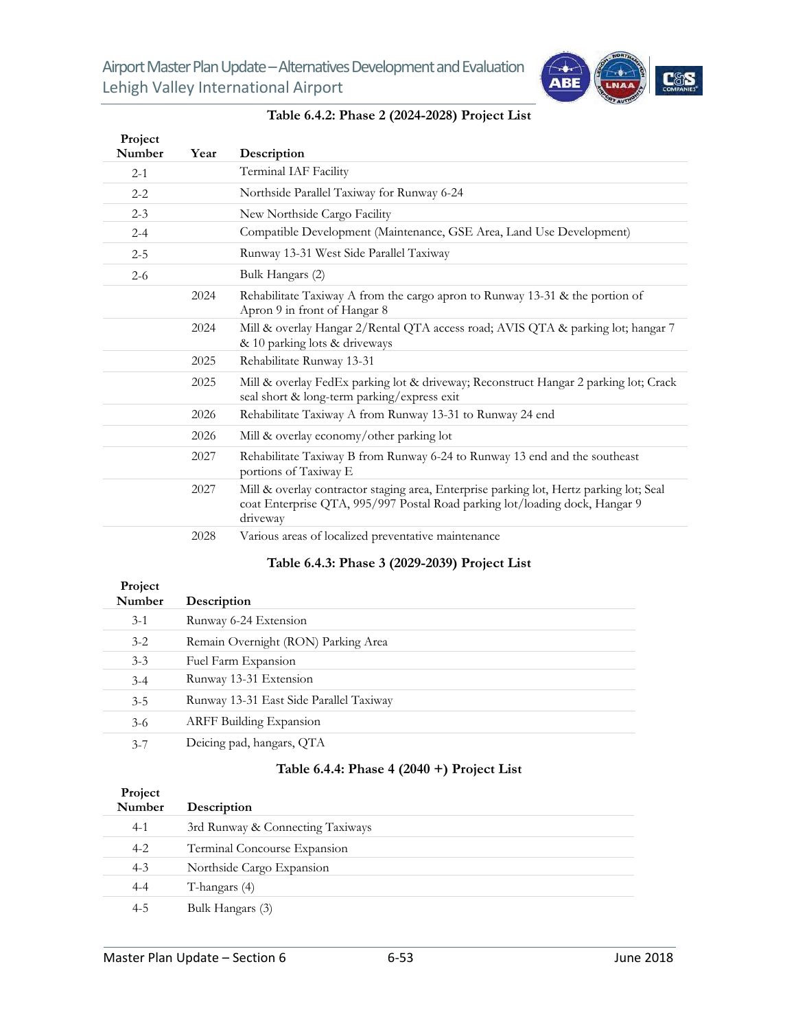**Table 6.4.2: Phase 2 (2024-2028) Project List**

| Project Number | Year | Description |
|---|---|---|
| 2-1 | | Terminal IAF Facility |
| 2-2 | | Northside Parallel Taxiway for Runway 6-24 |
| 2-3 | | New Northside Cargo Facility |
| 2-4 | | Compatible Development (Maintenance, GSE Area, Land Use Development) |
| 2-5 | | Runway 13-31 West Side Parallel Taxiway |
| 2-6 | | Bulk Hangars (2) |
| | 2024 | Rehabilitate Taxiway A from the cargo apron to Runway 13-31 & the portion of Apron 9 in front of Hangar 8 |
| | 2024 | Mill & overlay Hangar 2/Rental QTA access road; AVIS QTA & parking lot; hangar 7 & 10 parking lots & driveways |
| | 2025 | Rehabilitate Runway 13-31 |
| | 2025 | Mill & overlay FedEx parking lot & driveway; Reconstruct Hangar 2 parking lot; Crack seal short & long-term parking/express exit |
| | 2026 | Rehabilitate Taxiway A from Runway 13-31 to Runway 24 end |
| | 2026 | Mill & overlay economy/other parking lot |
| | 2027 | Rehabilitate Taxiway B from Runway 6-24 to Runway 13 end and the southeast portions of Taxiway E |
| | 2027 | Mill & overlay contractor staging area, Enterprise parking lot, Hertz parking lot; Seal coat Enterprise QTA, 995/997 Postal Road parking lot/loading dock, Hangar 9 driveway |
| | 2028 | Various areas of localized preventative maintenance |

**Table 6.4.3: Phase 3 (2029-2039) Project List**

| Project Number | Description |
|---|---|
| 3-1 | Runway 6-24 Extension |
| 3-2 | Remain Overnight (RON) Parking Area |
| 3-3 | Fuel Farm Expansion |
| 3-4 | Runway 13-31 Extension |
| 3-5 | Runway 13-31 East Side Parallel Taxiway |
| 3-6 | ARFF Building Expansion |
| 3-7 | Deicing pad, hangars, QTA |

**Table 6.4.4: Phase 4 (2040 +) Project List**

| Project Number | Description |
|---|---|
| 4-1 | 3rd Runway & Connecting Taxiways |
| 4-2 | Terminal Concourse Expansion |
| 4-3 | Northside Cargo Expansion |
| 4-4 | T-hangars (4) |
| 4-5 | Bulk Hangars (3) |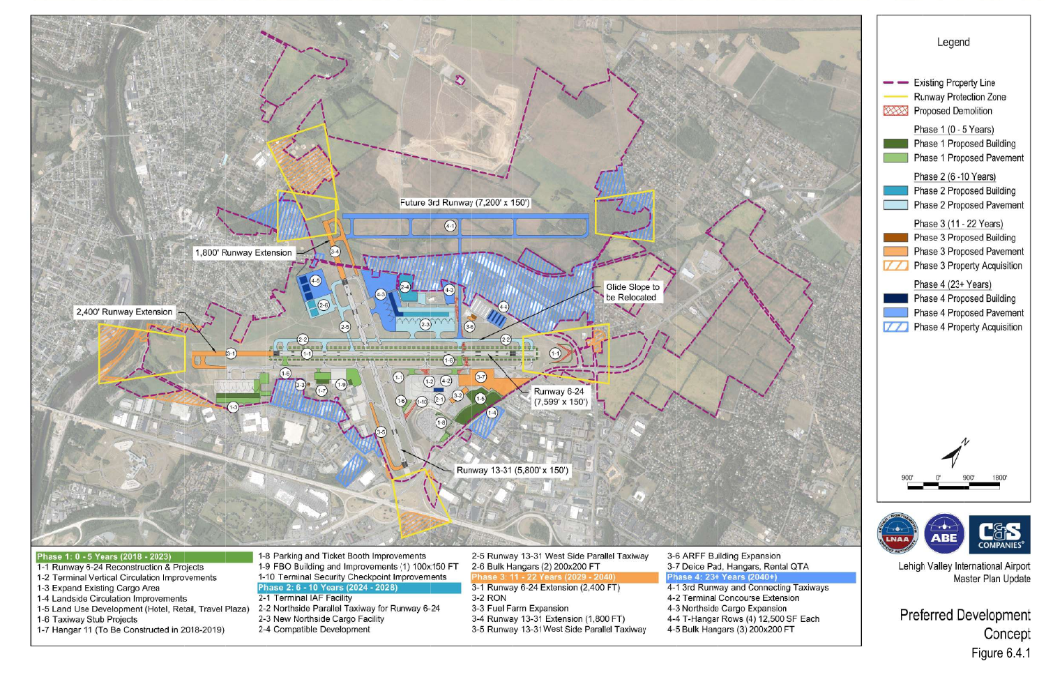Future 3rd Runway (7,200' x 150')

1,800' Runway Extension

2,400' Runway Extension

Glide Slope to be Relocated

Runway 6-24 (7,599' x 150')

Runway 13-31 (5,800' x 150')

**Legend**

- Existing Property Line
- Runway Protection Zone
- Proposed Demolition

Phase 1 (0 - 5 Years)
- Phase 1 Proposed Building
- Phase 1 Proposed Pavement

Phase 2 (6 -10 Years)
- Phase 2 Proposed Building
- Phase 2 Proposed Pavement

Phase 3 (11 - 22 Years)
- Phase 3 Proposed Building
- Phase 3 Proposed Pavement
- Phase 3 Property Acquisition

Phase 4 (23+ Years)
- Phase 4 Proposed Building
- Phase 4 Proposed Pavement
- Phase 4 Property Acquisition

900' 0' 900' 1800'

**Phase 1: 0 - 5 Years (2018 - 2023)**
- 1-1 Runway 6-24 Reconstruction & Projects
- 1-2 Terminal Vertical Circulation Improvements
- 1-3 Expand Existing Cargo Area
- 1-4 Landside Circulation Improvements
- 1-5 Land Use Development (Hotel, Retail, Travel Plaza)
- 1-6 Taxiway Stub Projects
- 1-7 Hangar 11 (To Be Constructed in 2018-2019)
- 1-8 Parking and Ticket Booth Improvements
- 1-9 FBO Building and Improvements (1) 100x150 FT
- 1-10 Terminal Security Checkpoint Improvements

**Phase 2: 6 - 10 Years (2024 - 2028)**
- 2-1 Terminal IAF Facility
- 2-2 Northside Parallel Taxiway for Runway 6-24
- 2-3 New Northside Cargo Facility
- 2-4 Compatible Development
- 2-5 Runway 13-31 West Side Parallel Taxiway
- 2-6 Bulk Hangars (2) 200x200 FT

**Phase 3: 11 - 22 Years (2029 - 2040)**
- 3-1 Runway 6-24 Extension (2,400 FT)
- 3-2 RON
- 3-3 Fuel Farm Expansion
- 3-4 Runway 13-31 Extension (1,800 FT)
- 3-5 Runway 13-31 West Side Parallel Taxiway
- 3-6 ARFF Building Expansion
- 3-7 Deice Pad, Hangars, Rental QTA

**Phase 4: 23+ Years (2040+)**
- 4-1 3rd Runway and Connecting Taxiways
- 4-2 Terminal Concourse Extension
- 4-3 Northside Cargo Expansion
- 4-4 T-Hangar Rows (4) 12,500 SF Each
- 4-5 Bulk Hangars (3) 200x200 FT

LNAA ABE C&S COMPANIES

Lehigh Valley International Airport Master Plan Update

Preferred Development Concept

Figure 6.4.1